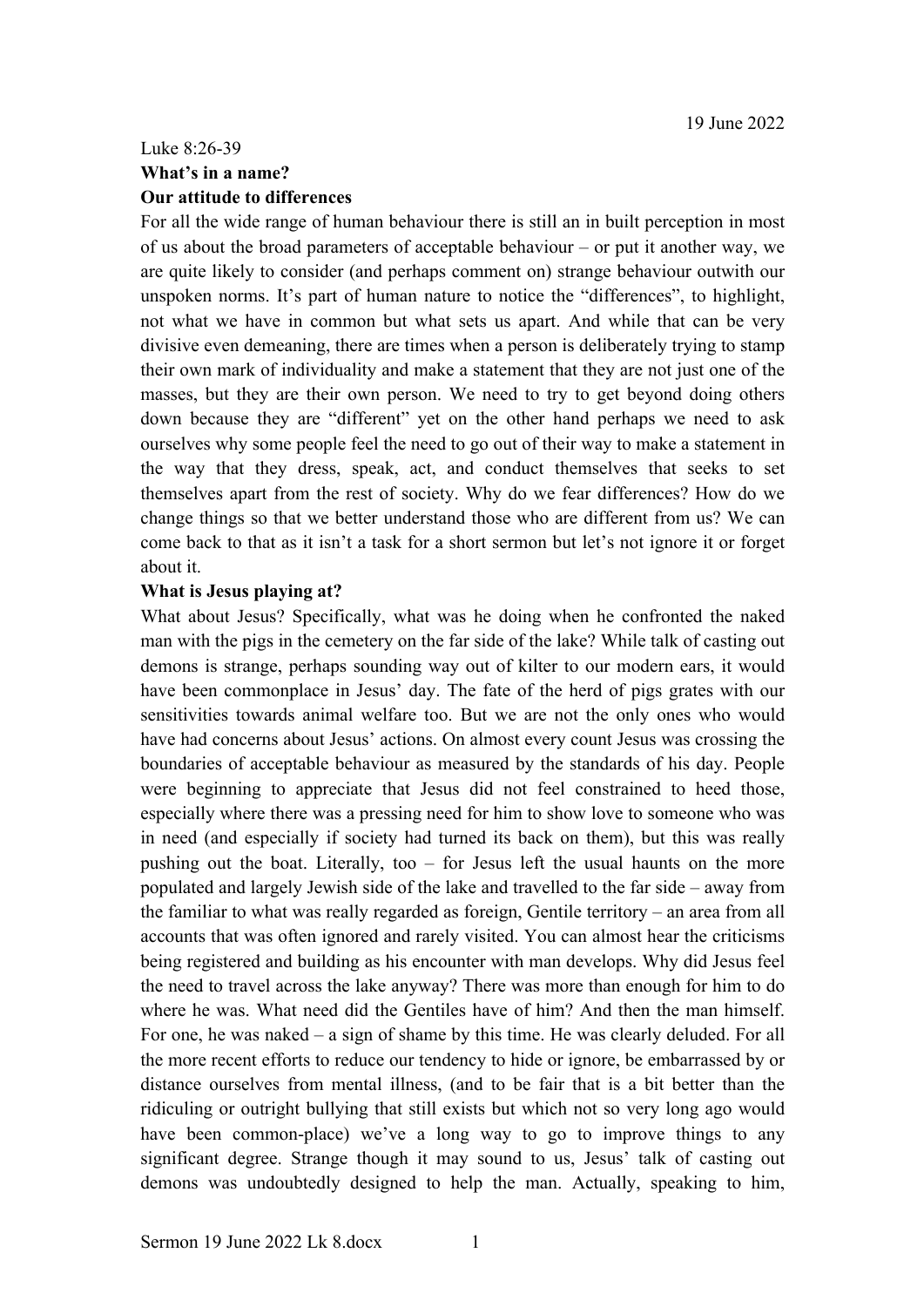19 June 2022

Luke 8:26-39

**What's in a name?**

**Our attitude to differences**

For all the wide range of human behaviour there is still an in built perception in most of us about the broad parameters of acceptable behaviour – or put it another way, we are quite likely to consider (and perhaps comment on) strange behaviour outwith our unspoken norms. It's part of human nature to notice the "differences", to highlight, not what we have in common but what sets us apart. And while that can be very divisive even demeaning, there are times when a person is deliberately trying to stamp their own mark of individuality and make a statement that they are not just one of the masses, but they are their own person. We need to try to get beyond doing others down because they are "different" yet on the other hand perhaps we need to ask ourselves why some people feel the need to go out of their way to make a statement in the way that they dress, speak, act, and conduct themselves that seeks to set themselves apart from the rest of society. Why do we fear differences? How do we change things so that we better understand those who are different from us? We can come back to that as it isn't a task for a short sermon but let's not ignore it or forget about it.

**What is Jesus playing at?**

What about Jesus? Specifically, what was he doing when he confronted the naked man with the pigs in the cemetery on the far side of the lake? While talk of casting out demons is strange, perhaps sounding way out of kilter to our modern ears, it would have been commonplace in Jesus' day. The fate of the herd of pigs grates with our sensitivities towards animal welfare too. But we are not the only ones who would have had concerns about Jesus' actions. On almost every count Jesus was crossing the boundaries of acceptable behaviour as measured by the standards of his day. People were beginning to appreciate that Jesus did not feel constrained to heed those, especially where there was a pressing need for him to show love to someone who was in need (and especially if society had turned its back on them), but this was really pushing out the boat. Literally, too – for Jesus left the usual haunts on the more populated and largely Jewish side of the lake and travelled to the far side – away from the familiar to what was really regarded as foreign, Gentile territory – an area from all accounts that was often ignored and rarely visited. You can almost hear the criticisms being registered and building as his encounter with man develops. Why did Jesus feel the need to travel across the lake anyway? There was more than enough for him to do where he was. What need did the Gentiles have of him? And then the man himself. For one, he was naked – a sign of shame by this time. He was clearly deluded. For all the more recent efforts to reduce our tendency to hide or ignore, be embarrassed by or distance ourselves from mental illness, (and to be fair that is a bit better than the ridiculing or outright bullying that still exists but which not so very long ago would have been common-place) we've a long way to go to improve things to any significant degree. Strange though it may sound to us, Jesus' talk of casting out demons was undoubtedly designed to help the man. Actually, speaking to him,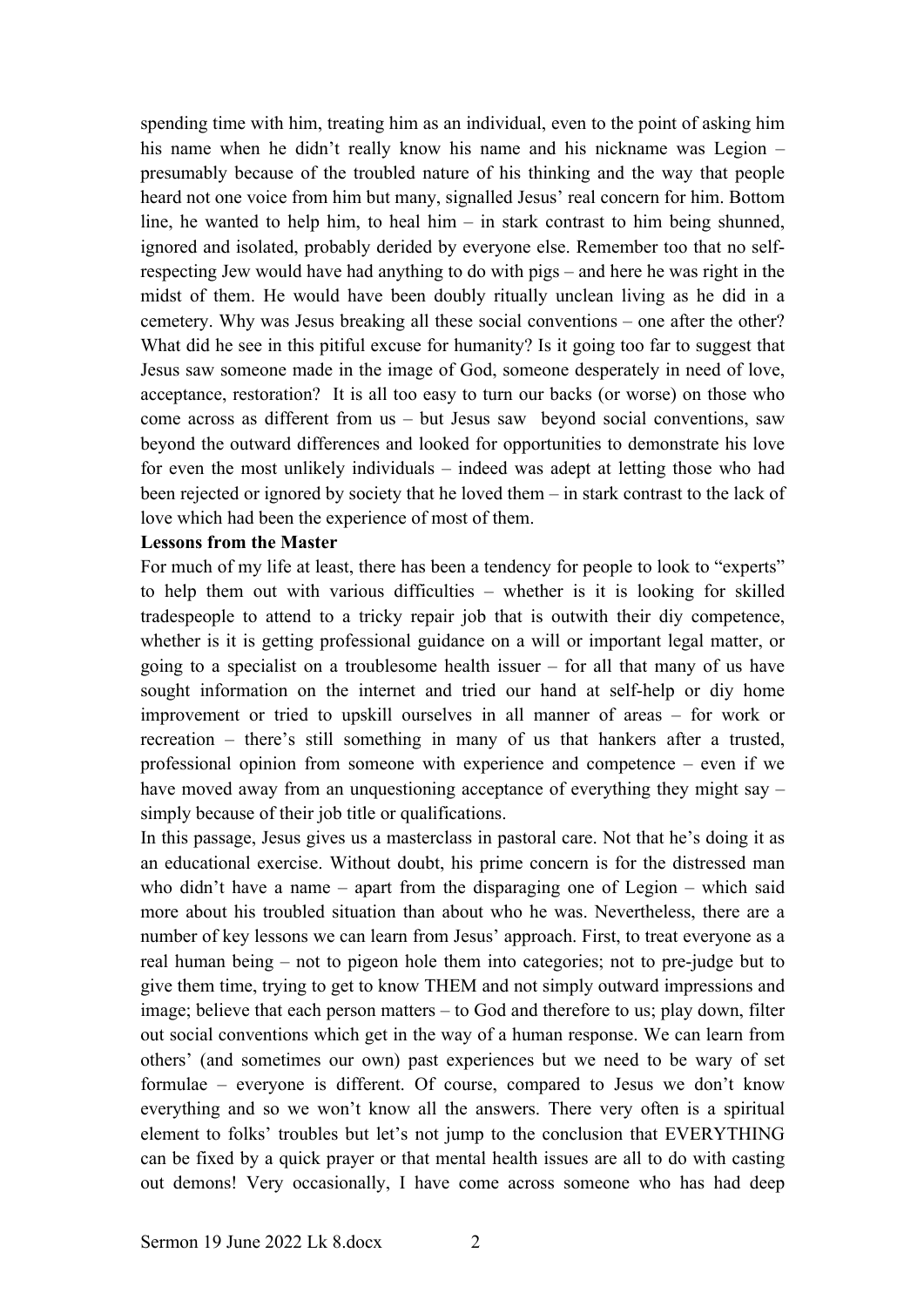spending time with him, treating him as an individual, even to the point of asking him his name when he didn't really know his name and his nickname was Legion – presumably because of the troubled nature of his thinking and the way that people heard not one voice from him but many, signalled Jesus' real concern for him. Bottom line, he wanted to help him, to heal him – in stark contrast to him being shunned, ignored and isolated, probably derided by everyone else. Remember too that no self-respecting Jew would have had anything to do with pigs – and here he was right in the midst of them. He would have been doubly ritually unclean living as he did in a cemetery. Why was Jesus breaking all these social conventions – one after the other? What did he see in this pitiful excuse for humanity? Is it going too far to suggest that Jesus saw someone made in the image of God, someone desperately in need of love, acceptance, restoration? It is all too easy to turn our backs (or worse) on those who come across as different from us – but Jesus saw beyond social conventions, saw beyond the outward differences and looked for opportunities to demonstrate his love for even the most unlikely individuals – indeed was adept at letting those who had been rejected or ignored by society that he loved them – in stark contrast to the lack of love which had been the experience of most of them.

**Lessons from the Master**

For much of my life at least, there has been a tendency for people to look to "experts" to help them out with various difficulties – whether is it is looking for skilled tradespeople to attend to a tricky repair job that is outwith their diy competence, whether is it is getting professional guidance on a will or important legal matter, or going to a specialist on a troublesome health issuer – for all that many of us have sought information on the internet and tried our hand at self-help or diy home improvement or tried to upskill ourselves in all manner of areas – for work or recreation – there's still something in many of us that hankers after a trusted, professional opinion from someone with experience and competence – even if we have moved away from an unquestioning acceptance of everything they might say – simply because of their job title or qualifications.

In this passage, Jesus gives us a masterclass in pastoral care. Not that he's doing it as an educational exercise. Without doubt, his prime concern is for the distressed man who didn't have a name – apart from the disparaging one of Legion – which said more about his troubled situation than about who he was. Nevertheless, there are a number of key lessons we can learn from Jesus' approach. First, to treat everyone as a real human being – not to pigeon hole them into categories; not to pre-judge but to give them time, trying to get to know THEM and not simply outward impressions and image; believe that each person matters – to God and therefore to us; play down, filter out social conventions which get in the way of a human response. We can learn from others' (and sometimes our own) past experiences but we need to be wary of set formulae – everyone is different. Of course, compared to Jesus we don't know everything and so we won't know all the answers. There very often is a spiritual element to folks' troubles but let's not jump to the conclusion that EVERYTHING can be fixed by a quick prayer or that mental health issues are all to do with casting out demons! Very occasionally, I have come across someone who has had deep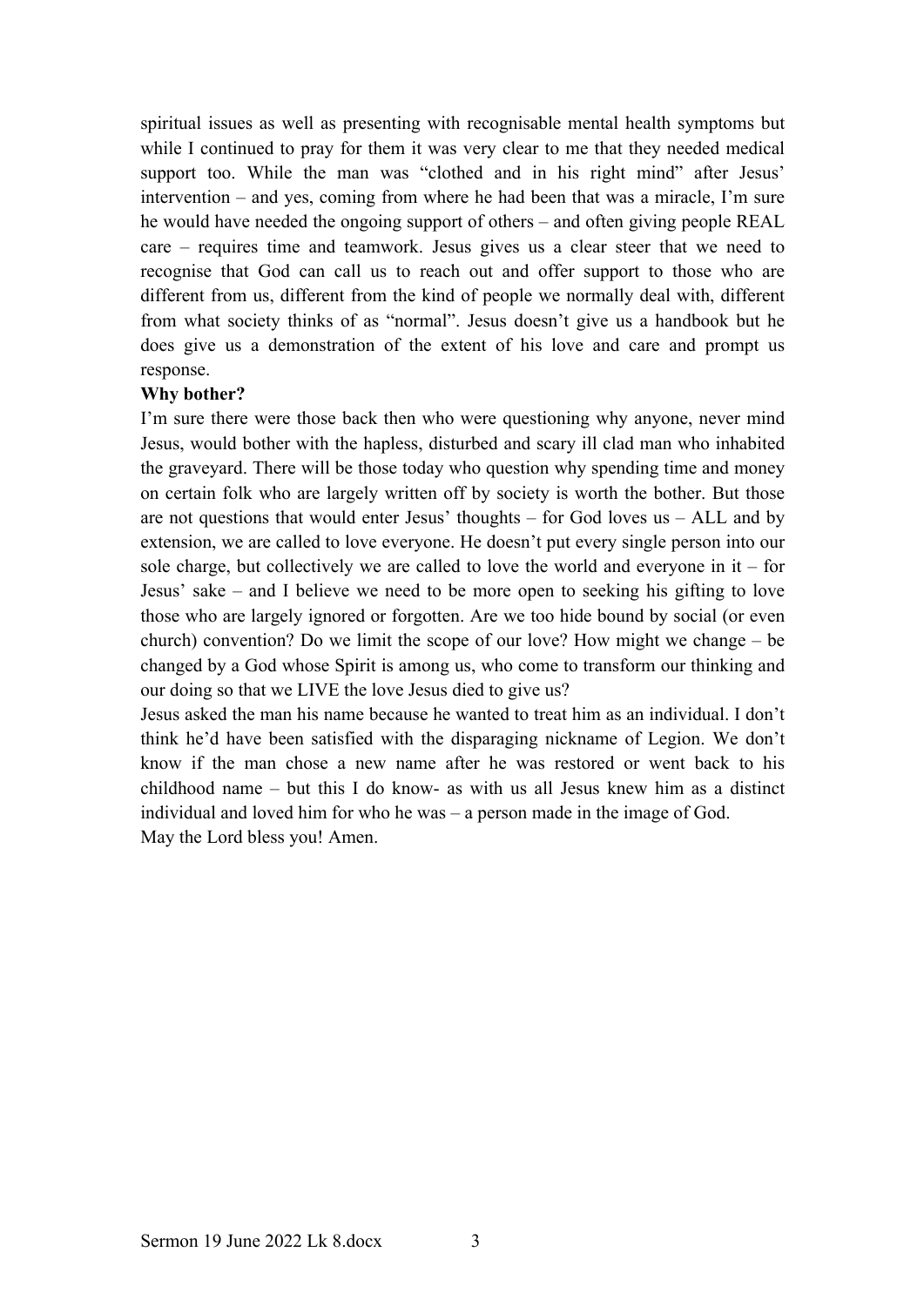spiritual issues as well as presenting with recognisable mental health symptoms but while I continued to pray for them it was very clear to me that they needed medical support too. While the man was "clothed and in his right mind" after Jesus' intervention – and yes, coming from where he had been that was a miracle, I'm sure he would have needed the ongoing support of others – and often giving people REAL care – requires time and teamwork. Jesus gives us a clear steer that we need to recognise that God can call us to reach out and offer support to those who are different from us, different from the kind of people we normally deal with, different from what society thinks of as "normal". Jesus doesn't give us a handbook but he does give us a demonstration of the extent of his love and care and prompt us response.

**Why bother?**

I'm sure there were those back then who were questioning why anyone, never mind Jesus, would bother with the hapless, disturbed and scary ill clad man who inhabited the graveyard. There will be those today who question why spending time and money on certain folk who are largely written off by society is worth the bother. But those are not questions that would enter Jesus' thoughts – for God loves us – ALL and by extension, we are called to love everyone. He doesn't put every single person into our sole charge, but collectively we are called to love the world and everyone in it – for Jesus' sake – and I believe we need to be more open to seeking his gifting to love those who are largely ignored or forgotten. Are we too hide bound by social (or even church) convention? Do we limit the scope of our love? How might we change – be changed by a God whose Spirit is among us, who come to transform our thinking and our doing so that we LIVE the love Jesus died to give us?

Jesus asked the man his name because he wanted to treat him as an individual. I don't think he'd have been satisfied with the disparaging nickname of Legion. We don't know if the man chose a new name after he was restored or went back to his childhood name – but this I do know- as with us all Jesus knew him as a distinct individual and loved him for who he was – a person made in the image of God.

May the Lord bless you! Amen.